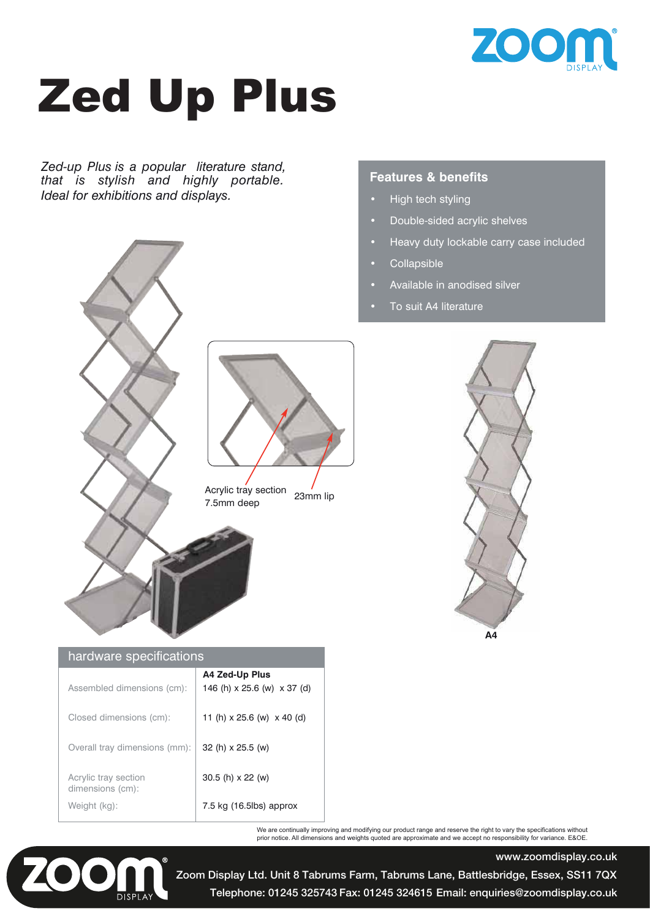# Zed Up Plus

*Zed-up Plus is a popular literature stand, that is stylish and highly portable. Ideal for exhibitions and displays.*

## Features & benefits

- High tech styling
- Double-sided acrylic shelves
- Heavy duty lockable carry case included
- Collapsible
- Available in anodised silver
- To suit A4 literature

Acrylic tray section 7.5mm deep

23mm lip

A4

## hardware specifications

| | A4 Zed-Up Plus |
|---|---|
| Assembled dimensions (cm): | 146 (h) x 25.6 (w) x 37 (d) |
| Closed dimensions (cm): | 11 (h) x 25.6 (w) x 40 (d) |
| Overall tray dimensions (mm): | 32 (h) x 25.5 (w) |
| Acrylic tray section dimensions (cm): | 30.5 (h) x 22 (w) |
| Weight (kg): | 7.5 kg (16.5lbs) approx |

We are continually improving and modifying our product range and reserve the right to vary the specifications without prior notice. All dimensions and weights quoted are approximate and we accept no responsibility for variance. E&OE.

www.zoomdisplay.co.uk

Zoom Display Ltd. Unit 8 Tabrums Farm, Tabrums Lane, Battlesbridge, Essex, SS11 7QX

Telephone: 01245 325743 Fax: 01245 324615 Email: enquiries@zoomdisplay.co.uk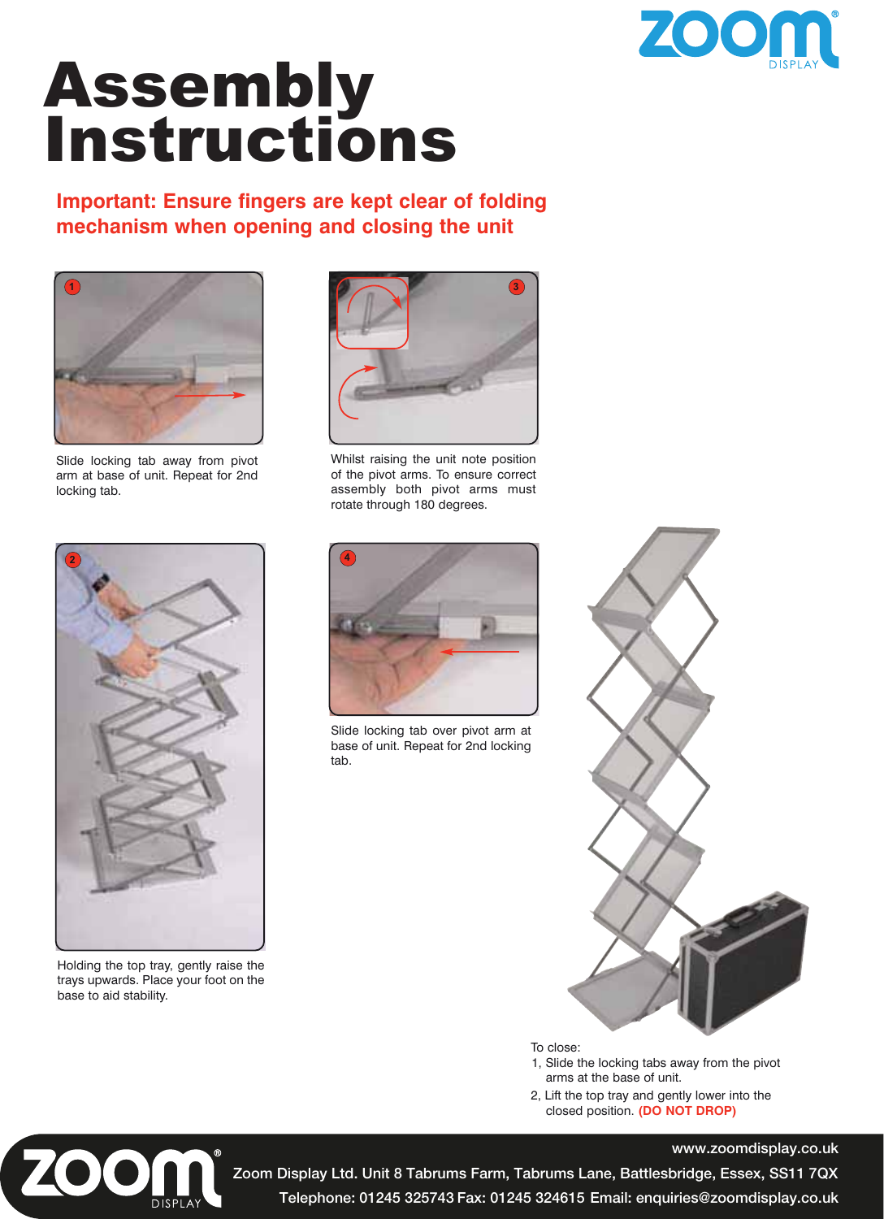# Assembly Instructions

**Important: Ensure fingers are kept clear of folding mechanism when opening and closing the unit**

1

Slide locking tab away from pivot arm at base of unit. Repeat for 2nd locking tab.

2

Holding the top tray, gently raise the trays upwards. Place your foot on the base to aid stability.

3

Whilst raising the unit note position of the pivot arms. To ensure correct assembly both pivot arms must rotate through 180 degrees.

4

Slide locking tab over pivot arm at base of unit. Repeat for 2nd locking tab.

To close:

1, Slide the locking tabs away from the pivot arms at the base of unit.

2, Lift the top tray and gently lower into the closed position. **(DO NOT DROP)**

www.zoomdisplay.co.uk

Zoom Display Ltd. Unit 8 Tabrums Farm, Tabrums Lane, Battlesbridge, Essex, SS11 7QX

Telephone: 01245 325743 Fax: 01245 324615 Email: enquiries@zoomdisplay.co.uk